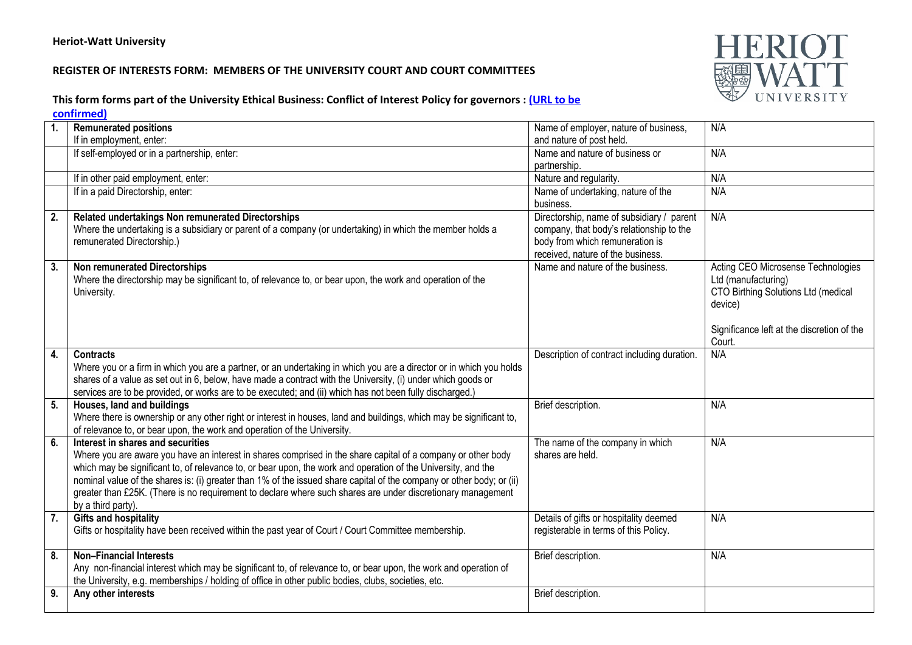**Heriot-Watt University**

**REGISTER OF INTERESTS FORM: MEMBERS OF THE UNIVERSITY COURT AND COURT COMMITTEES**

**This form forms part of the University Ethical Business: Conflict of Interest Policy for governors : [(URL to be confirmed)]()**

| | | | |
|---|---|---|---|
| **1.** | **Remunerated positions**<br>If in employment, enter: | Name of employer, nature of business, and nature of post held. | N/A |
| | If self-employed or in a partnership, enter: | Name and nature of business or partnership. | N/A |
| | If in other paid employment, enter: | Nature and regularity. | N/A |
| | If in a paid Directorship, enter: | Name of undertaking, nature of the business. | N/A |
| **2.** | **Related undertakings Non remunerated Directorships**<br>Where the undertaking is a subsidiary or parent of a company (or undertaking) in which the member holds a remunerated Directorship.) | Directorship, name of subsidiary / parent company, that body's relationship to the body from which remuneration is received, nature of the business. | N/A |
| **3.** | **Non remunerated Directorships**<br>Where the directorship may be significant to, of relevance to, or bear upon, the work and operation of the University. | Name and nature of the business. | Acting CEO Microsense Technologies Ltd (manufacturing)<br>CTO Birthing Solutions Ltd (medical device)<br><br>Significance left at the discretion of the Court. |
| **4.** | **Contracts**<br>Where you or a firm in which you are a partner, or an undertaking in which you are a director or in which you holds shares of a value as set out in 6, below, have made a contract with the University, (i) under which goods or services are to be provided, or works are to be executed; and (ii) which has not been fully discharged.) | Description of contract including duration. | N/A |
| **5.** | **Houses, land and buildings**<br>Where there is ownership or any other right or interest in houses, land and buildings, which may be significant to, of relevance to, or bear upon, the work and operation of the University. | Brief description. | N/A |
| **6.** | **Interest in shares and securities**<br>Where you are aware you have an interest in shares comprised in the share capital of a company or other body which may be significant to, of relevance to, or bear upon, the work and operation of the University, and the nominal value of the shares is: (i) greater than 1% of the issued share capital of the company or other body; or (ii) greater than £25K. (There is no requirement to declare where such shares are under discretionary management by a third party). | The name of the company in which shares are held. | N/A |
| **7.** | **Gifts and hospitality**<br>Gifts or hospitality have been received within the past year of Court / Court Committee membership. | Details of gifts or hospitality deemed registerable in terms of this Policy. | N/A |
| **8.** | **Non–Financial Interests**<br>Any non-financial interest which may be significant to, of relevance to, or bear upon, the work and operation of the University, e.g. memberships / holding of office in other public bodies, clubs, societies, etc. | Brief description. | N/A |
| **9.** | **Any other interests** | Brief description. | |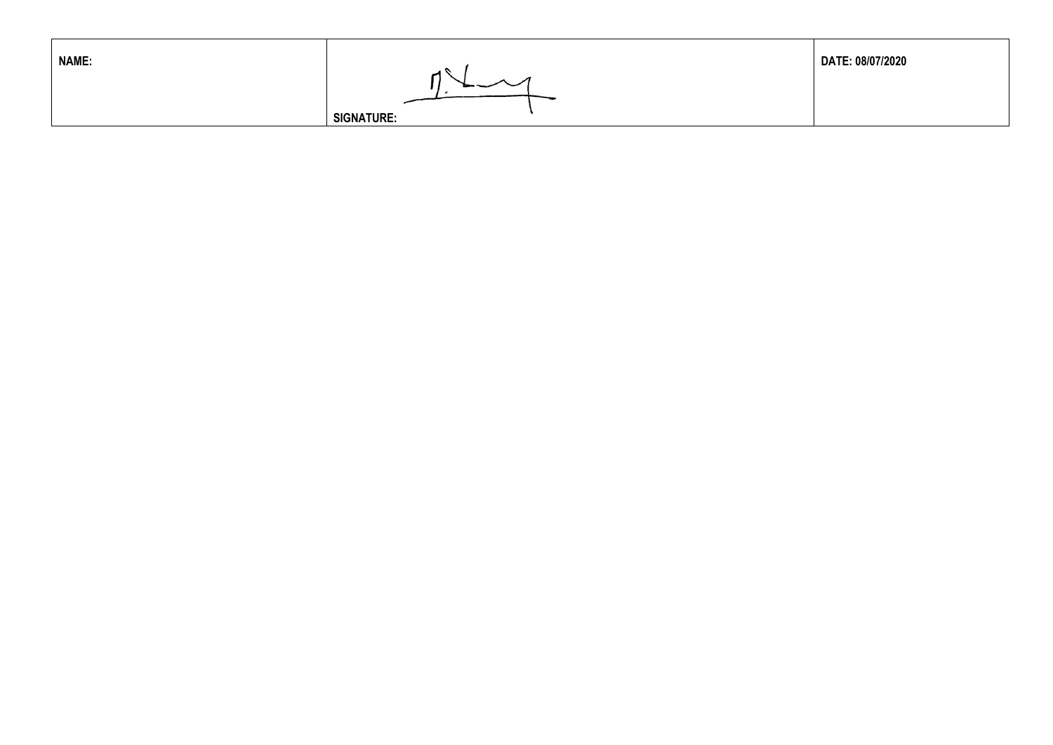| NAME: | SIGNATURE: | DATE: 08/07/2020 |
| --- | --- | --- |